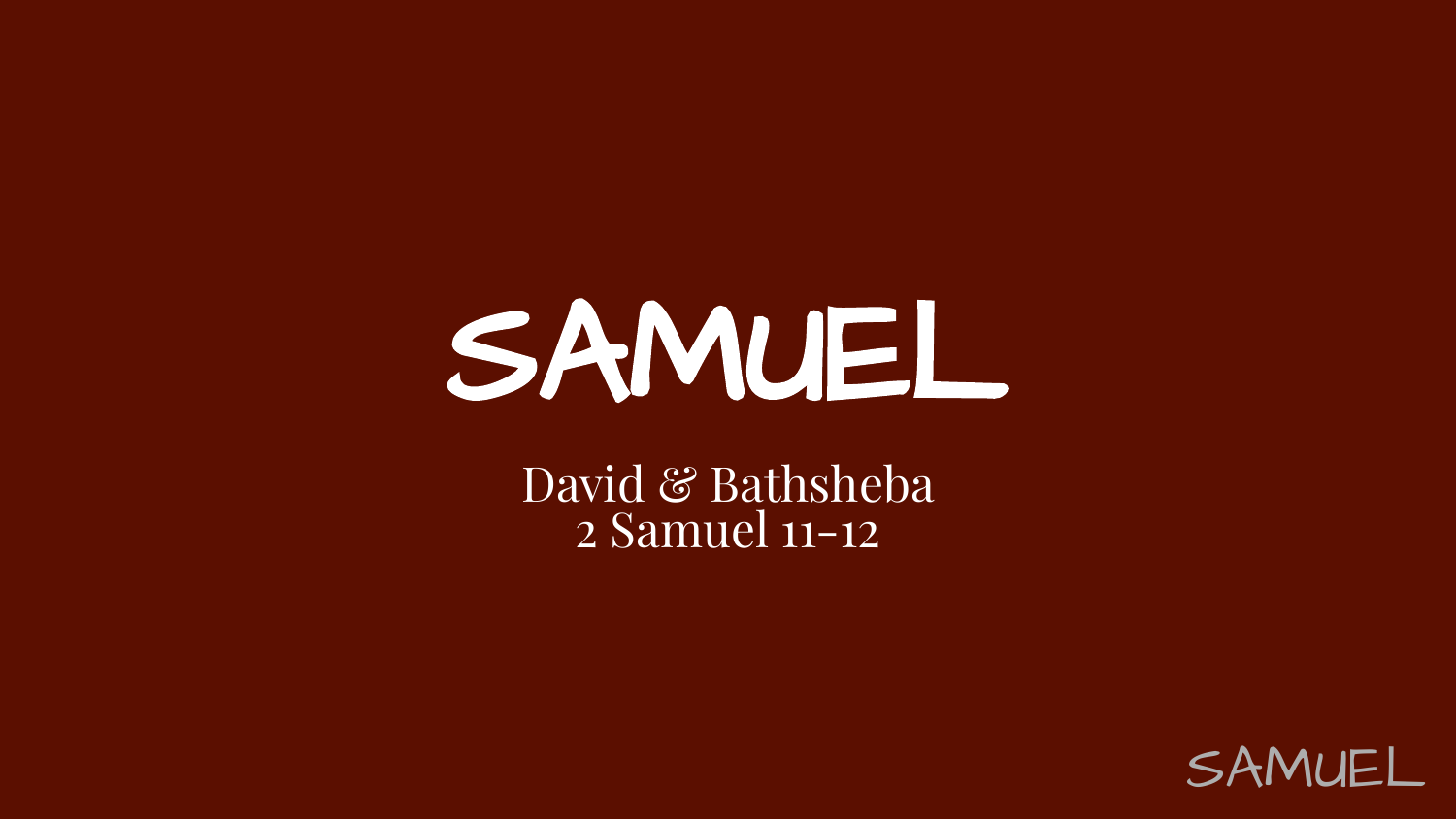# SAMUEL

David & Bathsheba
2 Samuel 11-12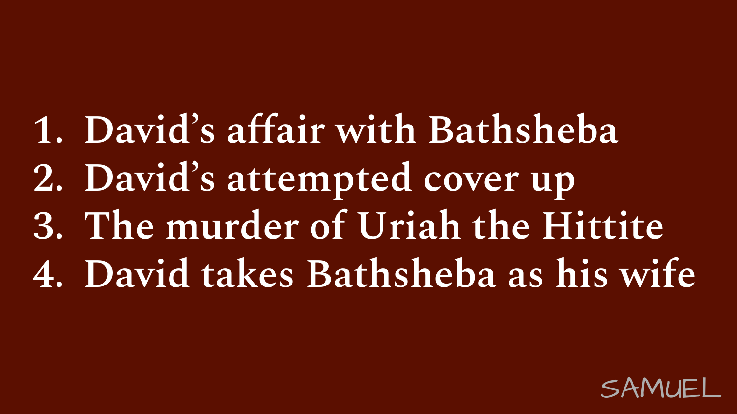1. David’s affair with Bathsheba
2. David’s attempted cover up
3. The murder of Uriah the Hittite
4. David takes Bathsheba as his wife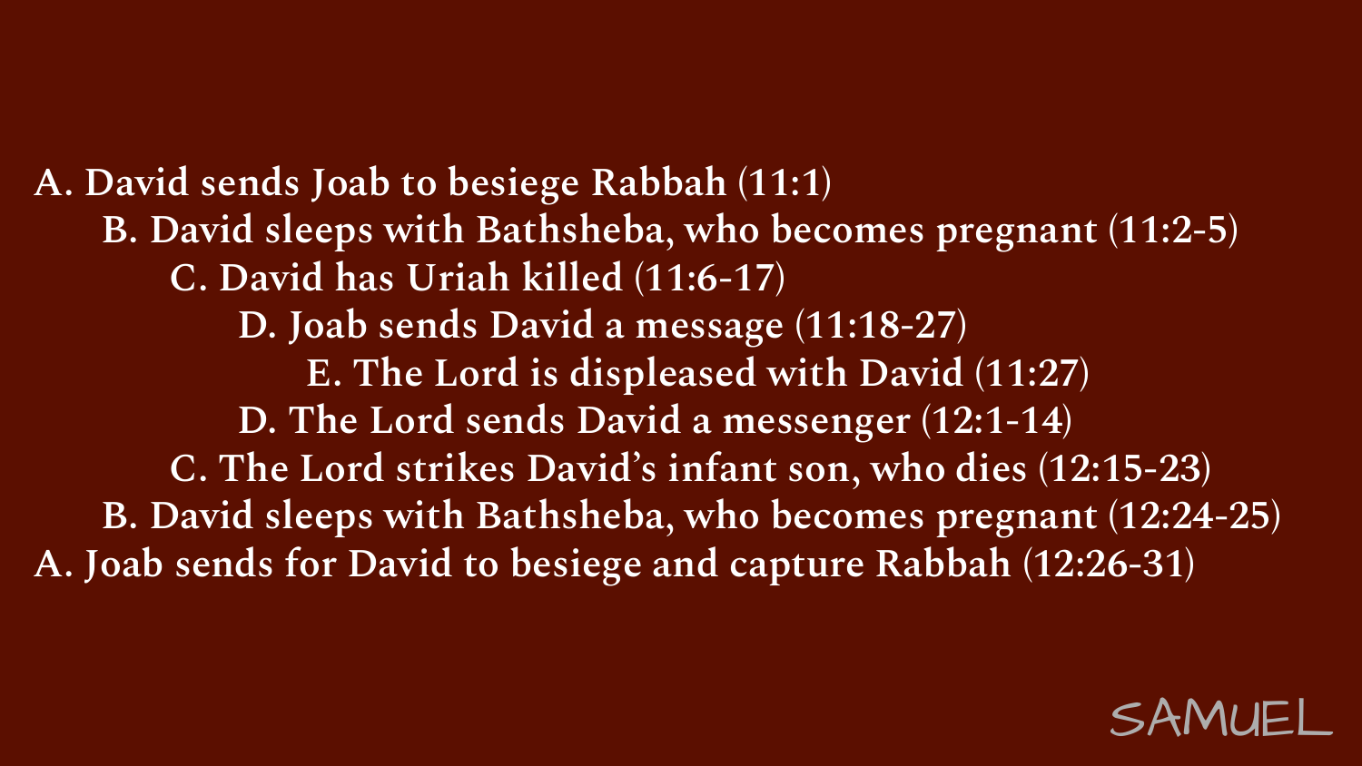A. David sends Joab to besiege Rabbah (11:1)
&nbsp;&nbsp;&nbsp;&nbsp;B. David sleeps with Bathsheba, who becomes pregnant (11:2-5)
&nbsp;&nbsp;&nbsp;&nbsp;&nbsp;&nbsp;&nbsp;&nbsp;C. David has Uriah killed (11:6-17)
&nbsp;&nbsp;&nbsp;&nbsp;&nbsp;&nbsp;&nbsp;&nbsp;&nbsp;&nbsp;&nbsp;&nbsp;D. Joab sends David a message (11:18-27)
&nbsp;&nbsp;&nbsp;&nbsp;&nbsp;&nbsp;&nbsp;&nbsp;&nbsp;&nbsp;&nbsp;&nbsp;&nbsp;&nbsp;&nbsp;&nbsp;E. The Lord is displeased with David (11:27)
&nbsp;&nbsp;&nbsp;&nbsp;&nbsp;&nbsp;&nbsp;&nbsp;&nbsp;&nbsp;&nbsp;&nbsp;D. The Lord sends David a messenger (12:1-14)
&nbsp;&nbsp;&nbsp;&nbsp;&nbsp;&nbsp;&nbsp;&nbsp;C. The Lord strikes David's infant son, who dies (12:15-23)
&nbsp;&nbsp;&nbsp;&nbsp;B. David sleeps with Bathsheba, who becomes pregnant (12:24-25)
A. Joab sends for David to besiege and capture Rabbah (12:26-31)

SAMUEL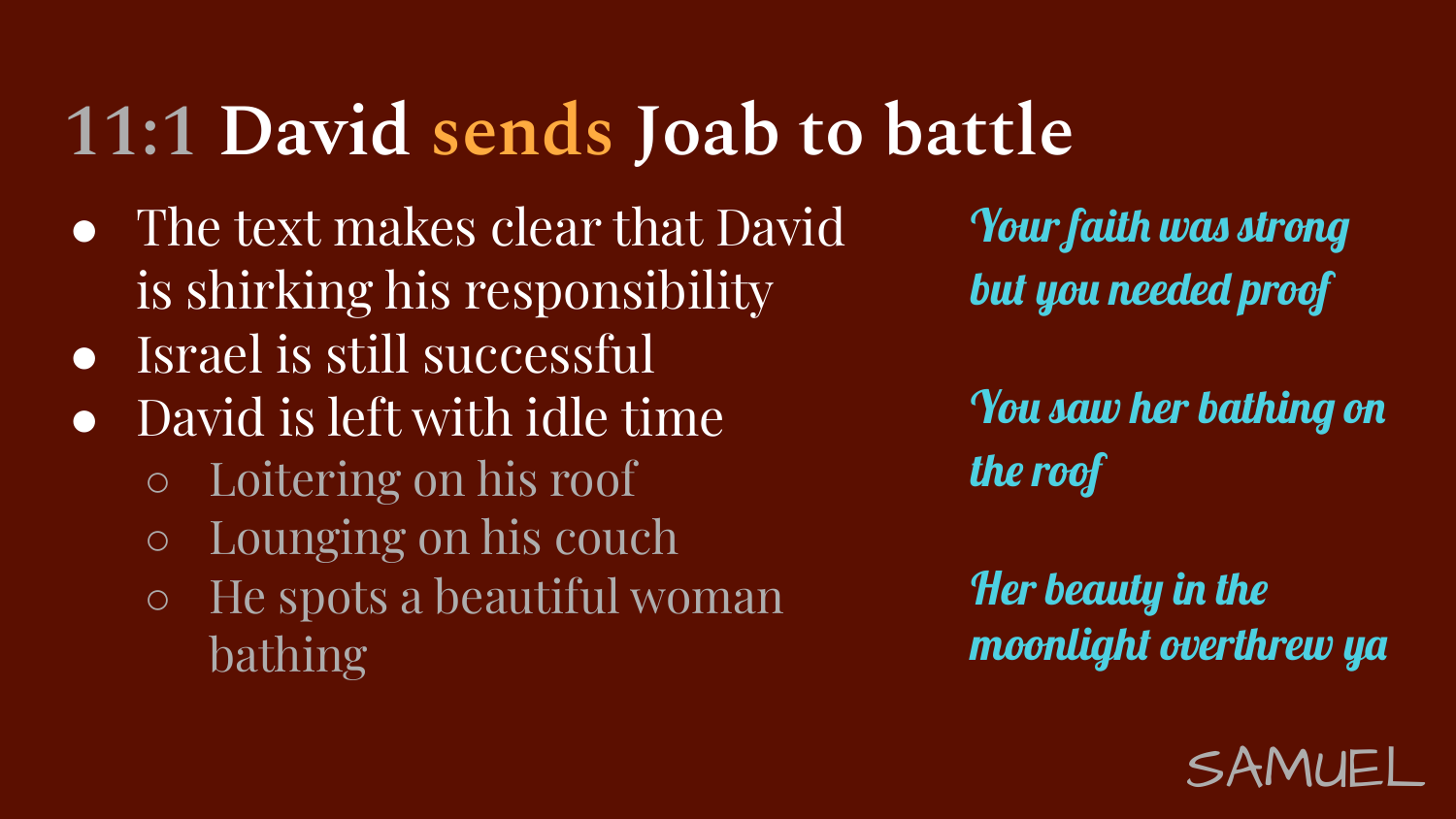# 11:1 David sends Joab to battle

- The text makes clear that David is shirking his responsibility
- Israel is still successful
- David is left with idle time
  - Loitering on his roof
  - Lounging on his couch
  - He spots a beautiful woman bathing

*Your faith was strong but you needed proof*

*You saw her bathing on the roof*

*Her beauty in the moonlight overthrew ya*

SAMUEL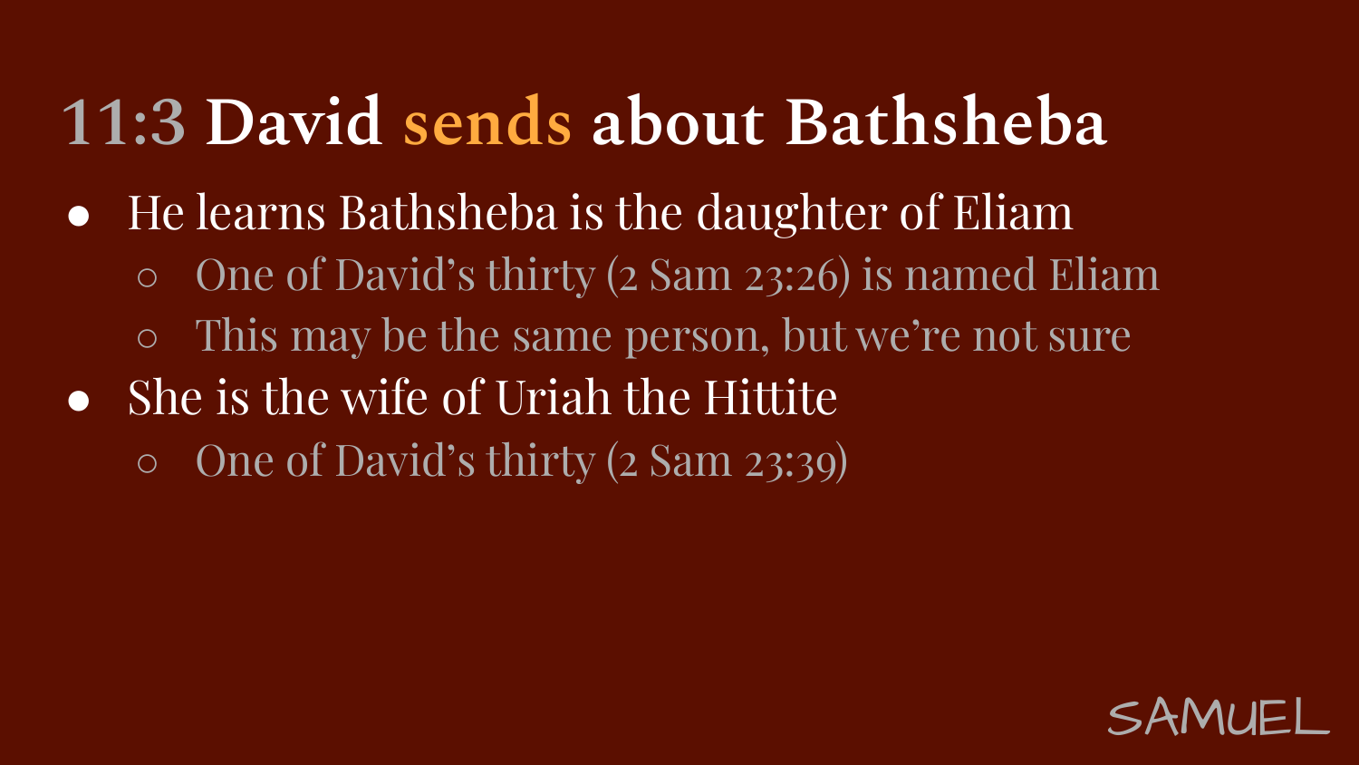# 11:3 David sends about Bathsheba

- He learns Bathsheba is the daughter of Eliam
  - One of David's thirty (2 Sam 23:26) is named Eliam
  - This may be the same person, but we're not sure
- She is the wife of Uriah the Hittite
  - One of David's thirty (2 Sam 23:39)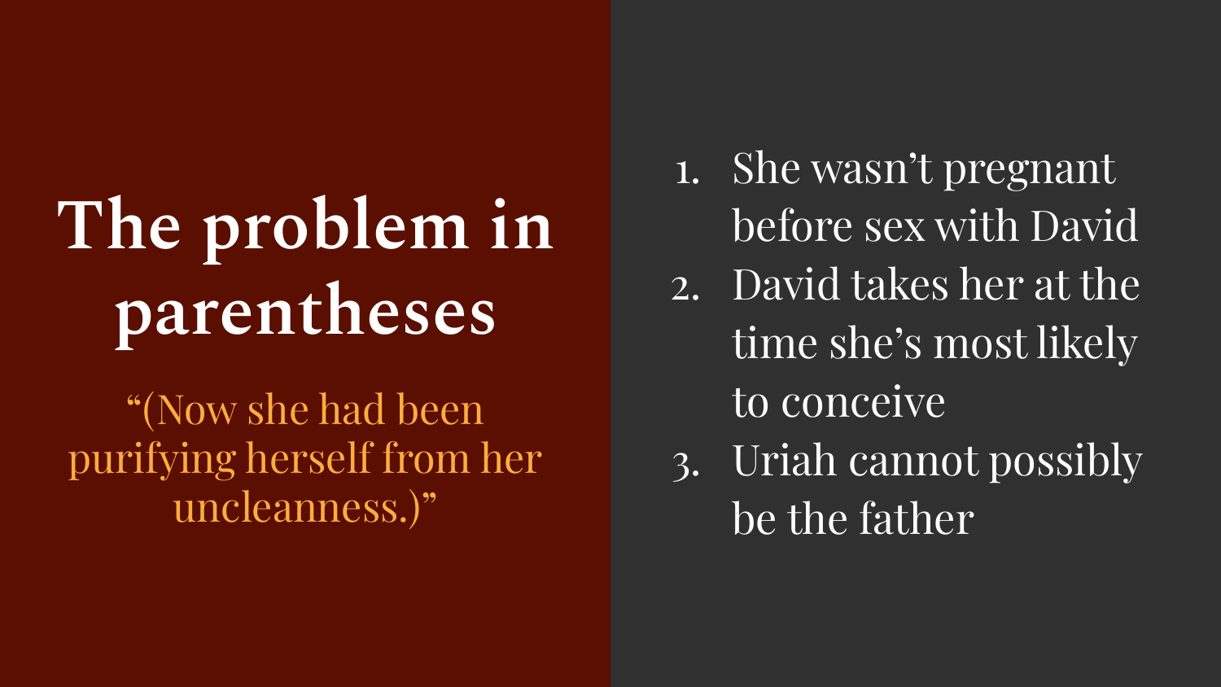# The problem in parentheses

"(Now she had been purifying herself from her uncleanness.)"

1. She wasn't pregnant before sex with David
2. David takes her at the time she's most likely to conceive
3. Uriah cannot possibly be the father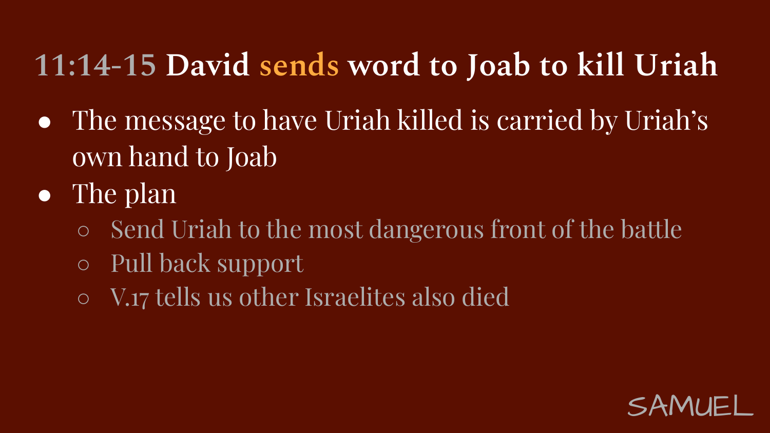# 11:14-15 David sends word to Joab to kill Uriah

- The message to have Uriah killed is carried by Uriah's own hand to Joab
- The plan
  - Send Uriah to the most dangerous front of the battle
  - Pull back support
  - V.17 tells us other Israelites also died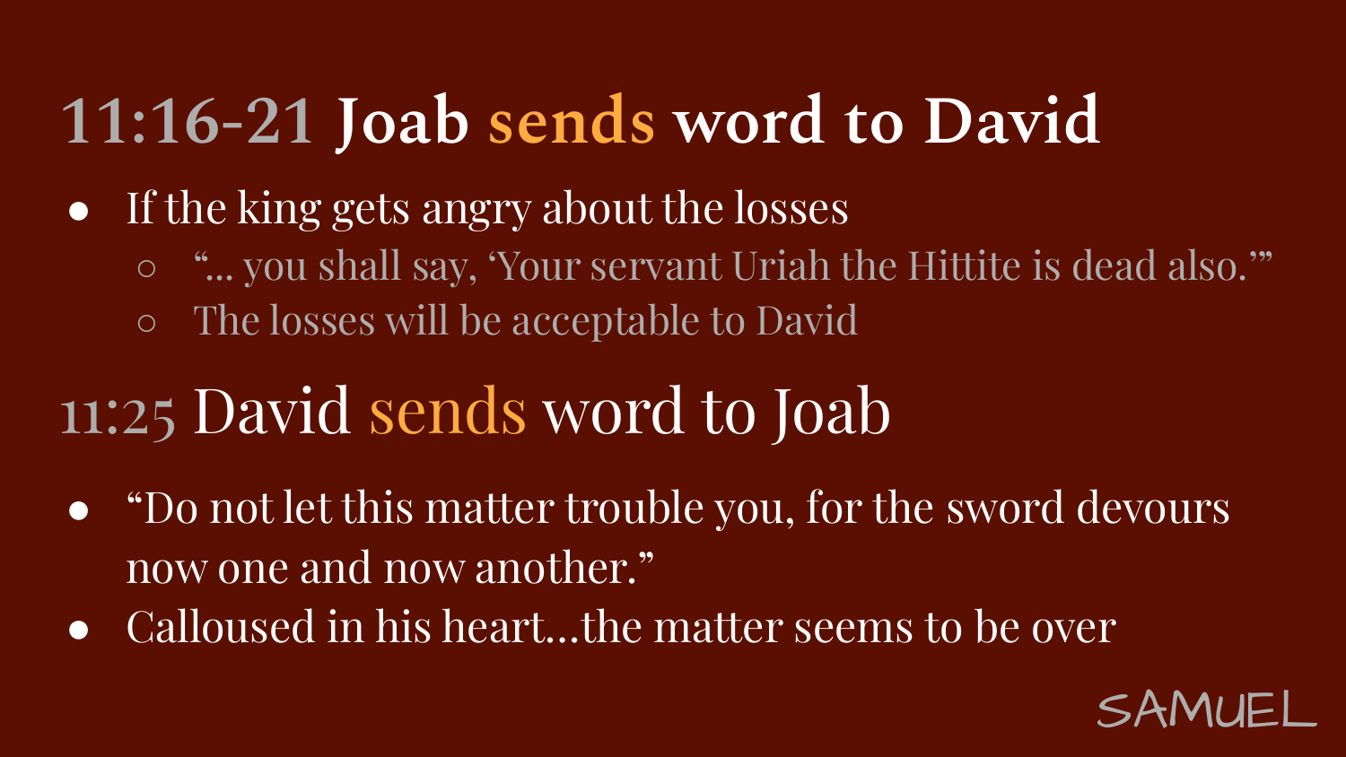## 11:16-21 Joab sends word to David

- If the king gets angry about the losses
  - "... you shall say, 'Your servant Uriah the Hittite is dead also.'"
  - The losses will be acceptable to David

## 11:25 David sends word to Joab

- "Do not let this matter trouble you, for the sword devours now one and now another."
- Calloused in his heart...the matter seems to be over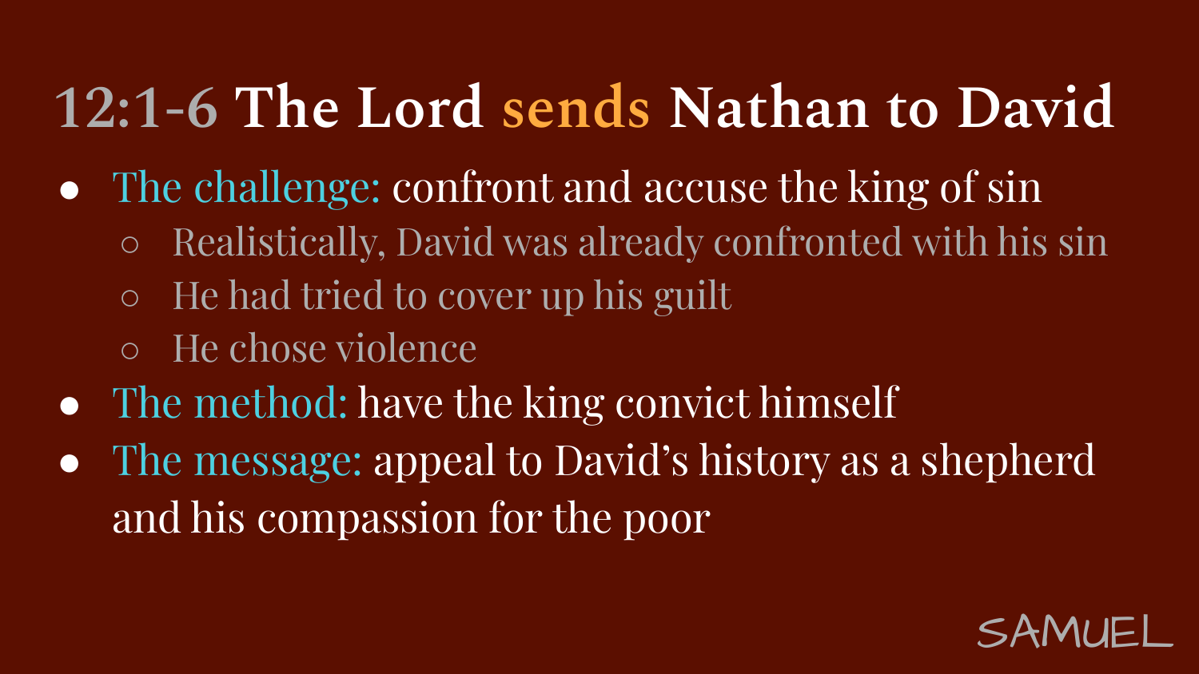# 12:1-6 The Lord sends Nathan to David

- The challenge: confront and accuse the king of sin
  - Realistically, David was already confronted with his sin
  - He had tried to cover up his guilt
  - He chose violence
- The method: have the king convict himself
- The message: appeal to David's history as a shepherd and his compassion for the poor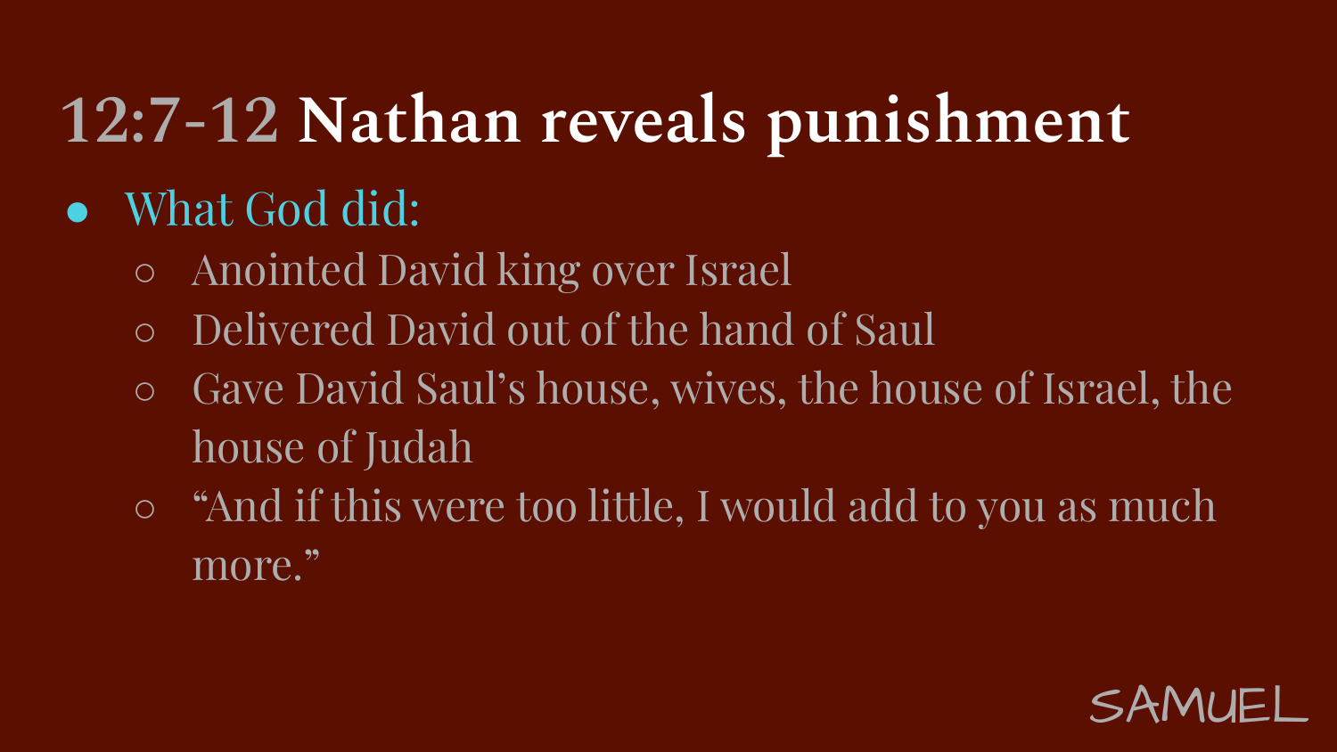# 12:7-12 **Nathan reveals punishment**

- What God did:
    - Anointed David king over Israel
    - Delivered David out of the hand of Saul
    - Gave David Saul's house, wives, the house of Israel, the house of Judah
    - "And if this were too little, I would add to you as much more."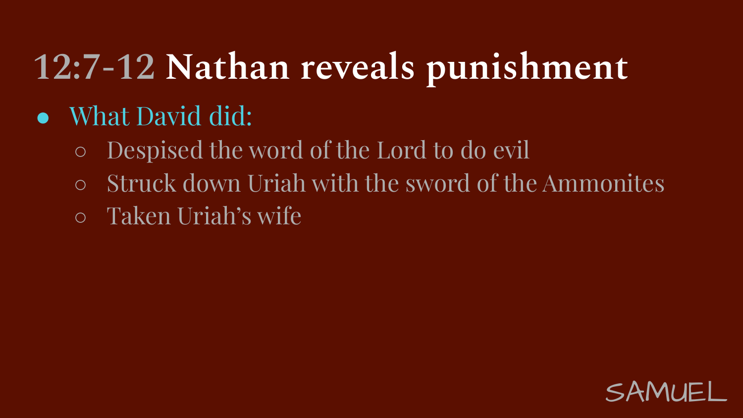# 12:7-12 Nathan reveals punishment

- What David did:
  - Despised the word of the Lord to do evil
  - Struck down Uriah with the sword of the Ammonites
  - Taken Uriah's wife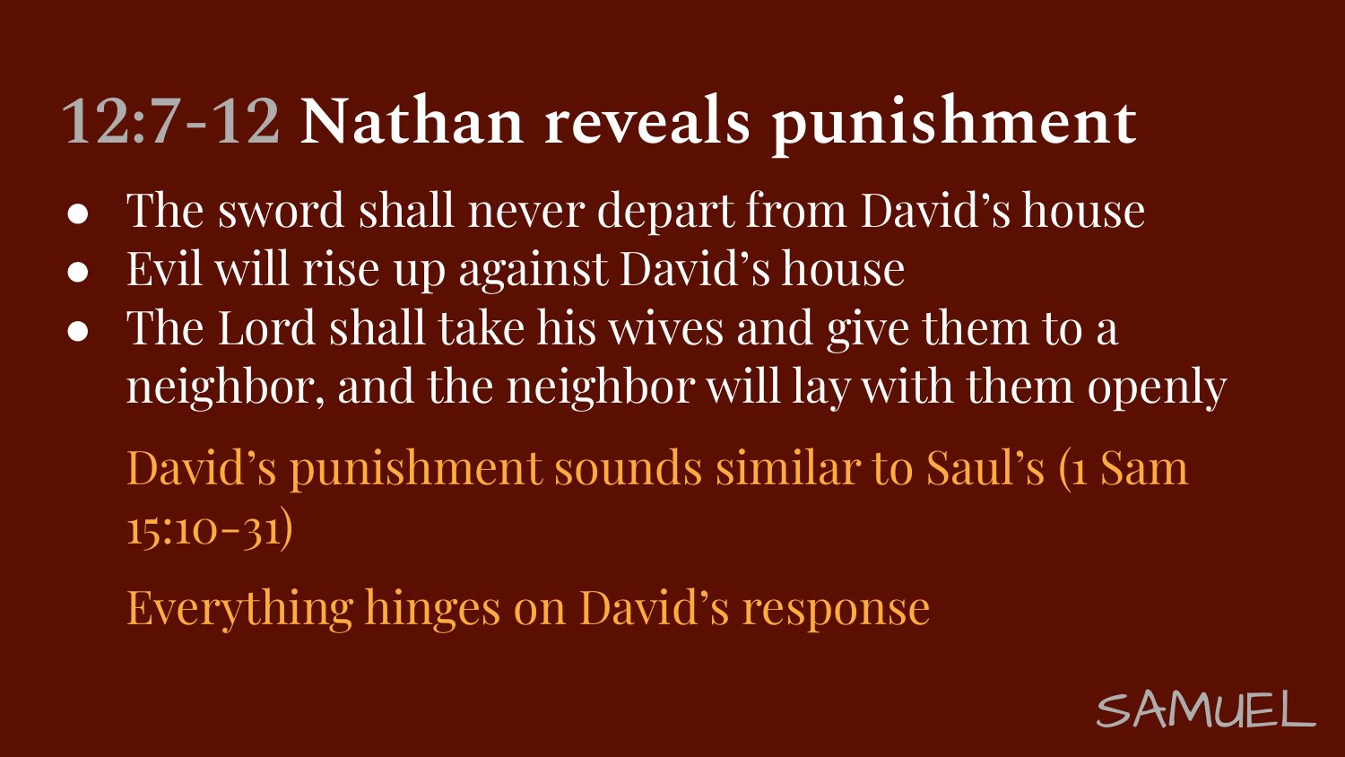# 12:7-12 **Nathan reveals punishment**

- The sword shall never depart from David's house
- Evil will rise up against David's house
- The Lord shall take his wives and give them to a neighbor, and the neighbor will lay with them openly

David's punishment sounds similar to Saul's (1 Sam 15:10-31)

Everything hinges on David's response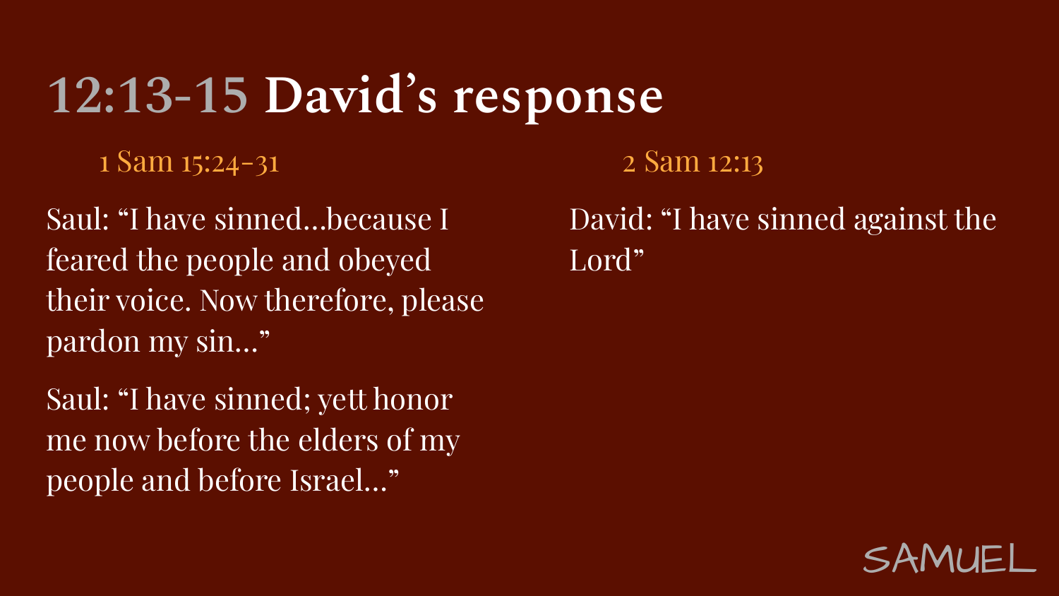# 12:13-15 David's response

**1 Sam 15:24-31**

Saul: "I have sinned…because I feared the people and obeyed their voice. Now therefore, please pardon my sin…"

Saul: "I have sinned; yett honor me now before the elders of my people and before Israel…"

**2 Sam 12:13**

David: "I have sinned against the Lord"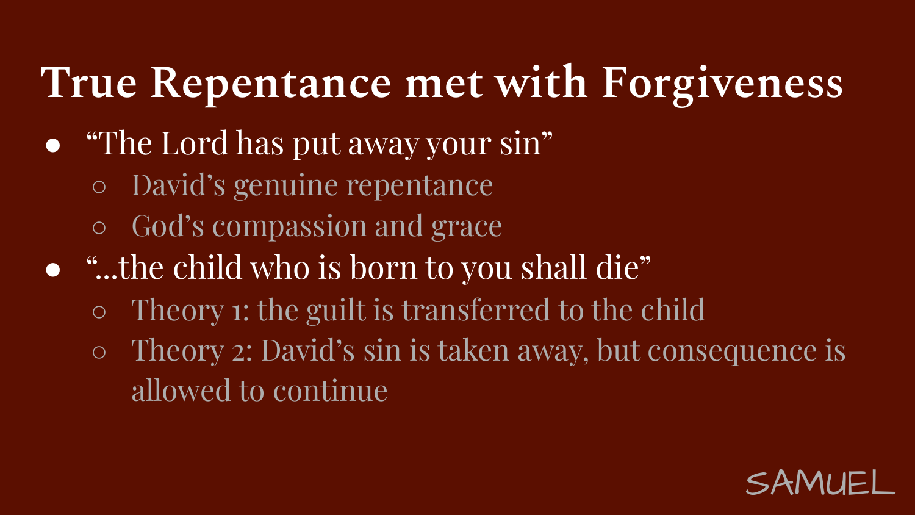# True Repentance met with Forgiveness

- "The Lord has put away your sin"
  - David's genuine repentance
  - God's compassion and grace
- "...the child who is born to you shall die"
  - Theory 1: the guilt is transferred to the child
  - Theory 2: David's sin is taken away, but consequence is allowed to continue

SAMUEL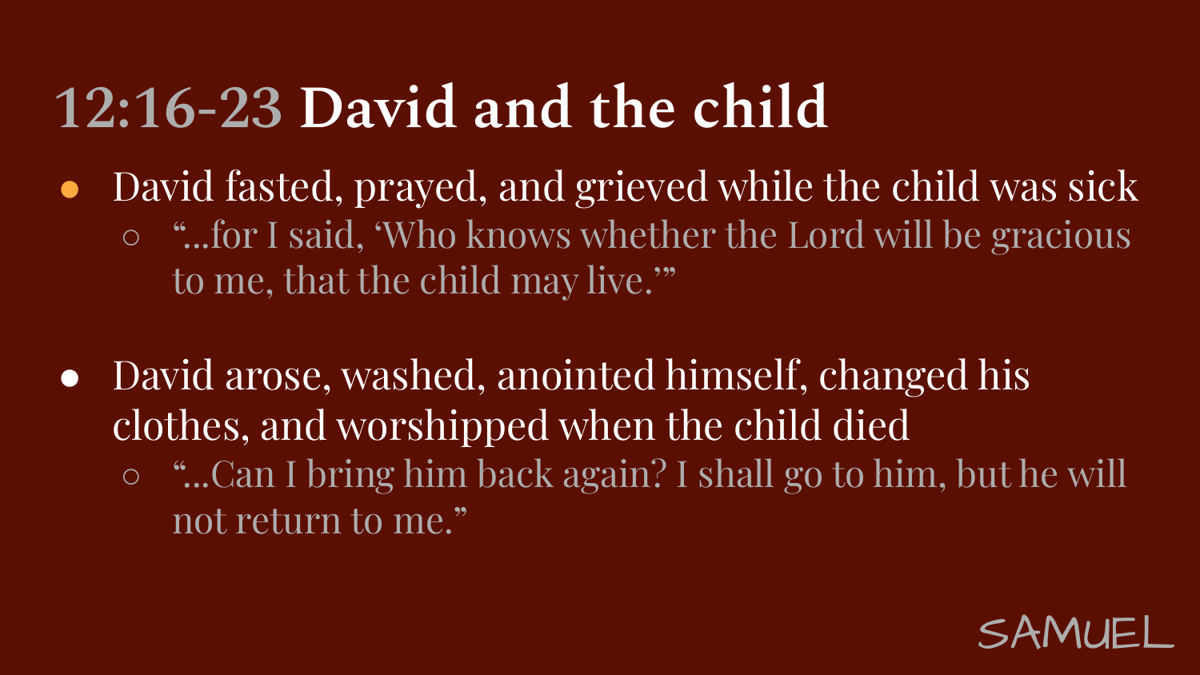# 12:16-23 David and the child

- David fasted, prayed, and grieved while the child was sick
  - "...for I said, 'Who knows whether the Lord will be gracious to me, that the child may live.'"

- David arose, washed, anointed himself, changed his clothes, and worshipped when the child died
  - "...Can I bring him back again? I shall go to him, but he will not return to me."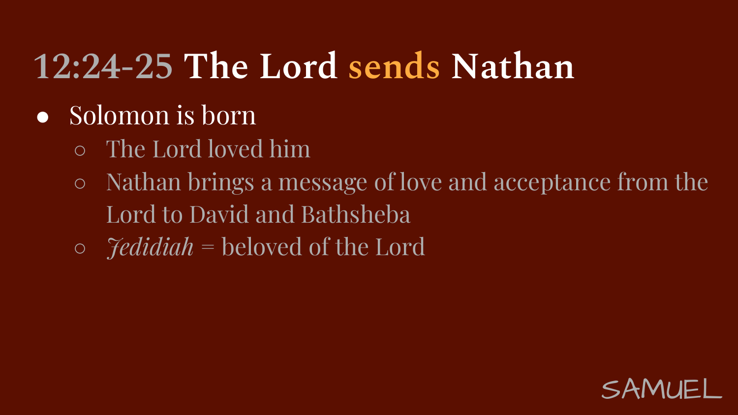# 12:24-25 The Lord sends Nathan

- Solomon is born
  - The Lord loved him
  - Nathan brings a message of love and acceptance from the Lord to David and Bathsheba
  - *Jedidiah* = beloved of the Lord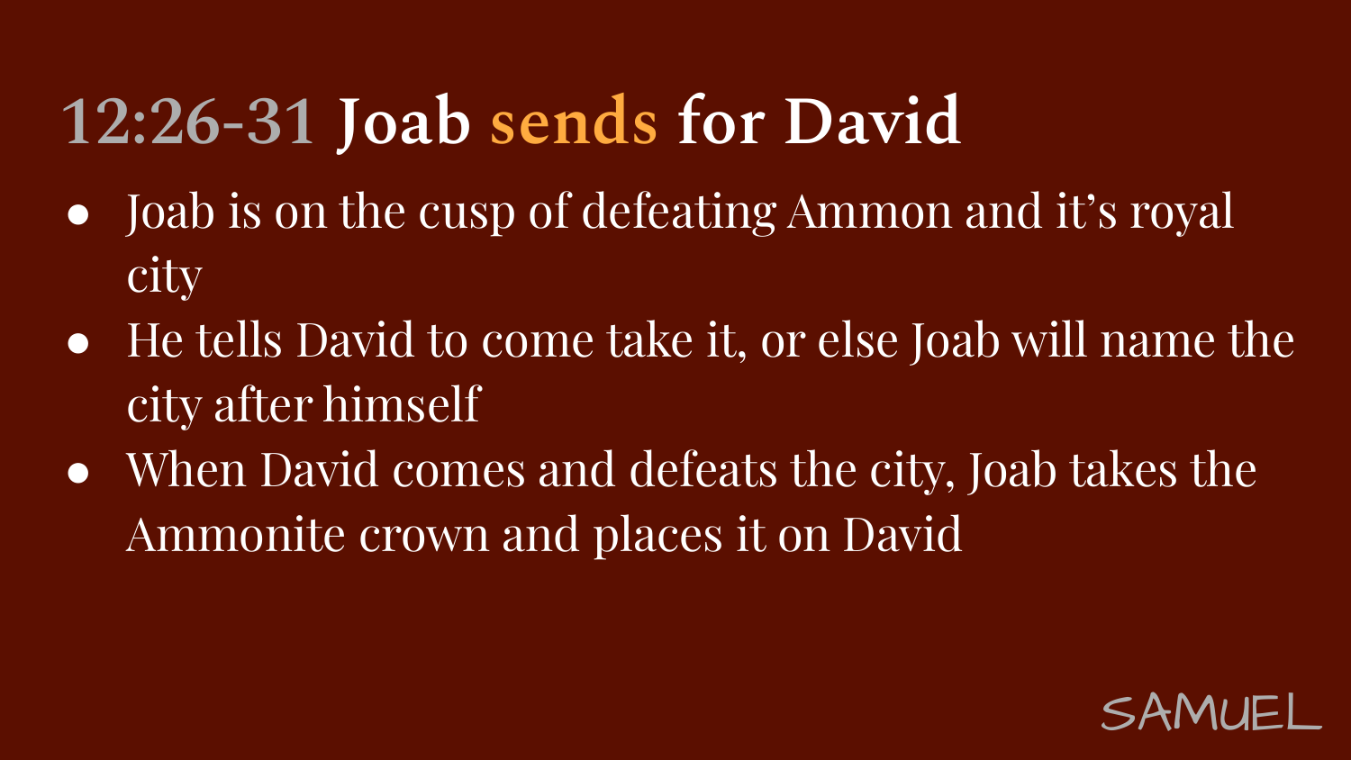# 12:26-31 Joab sends for David

- Joab is on the cusp of defeating Ammon and it's royal city
- He tells David to come take it, or else Joab will name the city after himself
- When David comes and defeats the city, Joab takes the Ammonite crown and places it on David